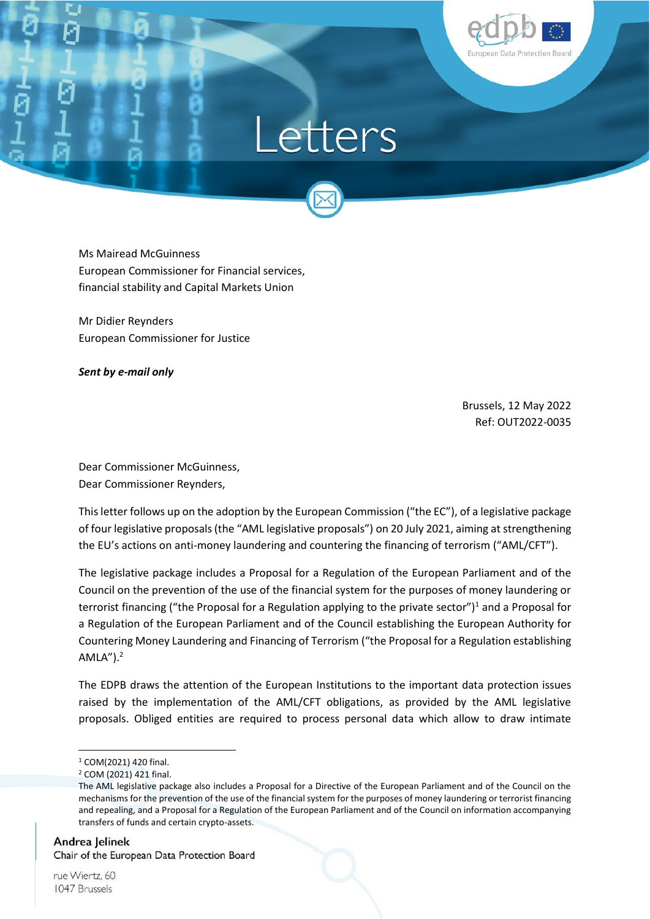# Letters

Ms Mairead McGuinness
European Commissioner for Financial services,
financial stability and Capital Markets Union

Mr Didier Reynders
European Commissioner for Justice

***Sent by e-mail only***

Brussels, 12 May 2022
Ref: OUT2022-0035

Dear Commissioner McGuinness,
Dear Commissioner Reynders,

This letter follows up on the adoption by the European Commission ("the EC"), of a legislative package of four legislative proposals (the "AML legislative proposals") on 20 July 2021, aiming at strengthening the EU's actions on anti-money laundering and countering the financing of terrorism ("AML/CFT").

The legislative package includes a Proposal for a Regulation of the European Parliament and of the Council on the prevention of the use of the financial system for the purposes of money laundering or terrorist financing ("the Proposal for a Regulation applying to the private sector")[1] and a Proposal for a Regulation of the European Parliament and of the Council establishing the European Authority for Countering Money Laundering and Financing of Terrorism ("the Proposal for a Regulation establishing AMLA").[2]

The EDPB draws the attention of the European Institutions to the important data protection issues raised by the implementation of the AML/CFT obligations, as provided by the AML legislative proposals. Obliged entities are required to process personal data which allow to draw intimate

[1] COM(2021) 420 final.

[2] COM (2021) 421 final.

The AML legislative package also includes a Proposal for a Directive of the European Parliament and of the Council on the mechanisms for the prevention of the use of the financial system for the purposes of money laundering or terrorist financing and repealing, and a Proposal for a Regulation of the European Parliament and of the Council on information accompanying transfers of funds and certain crypto-assets.

Andrea Jelinek
Chair of the European Data Protection Board

rue Wiertz, 60
1047 Brussels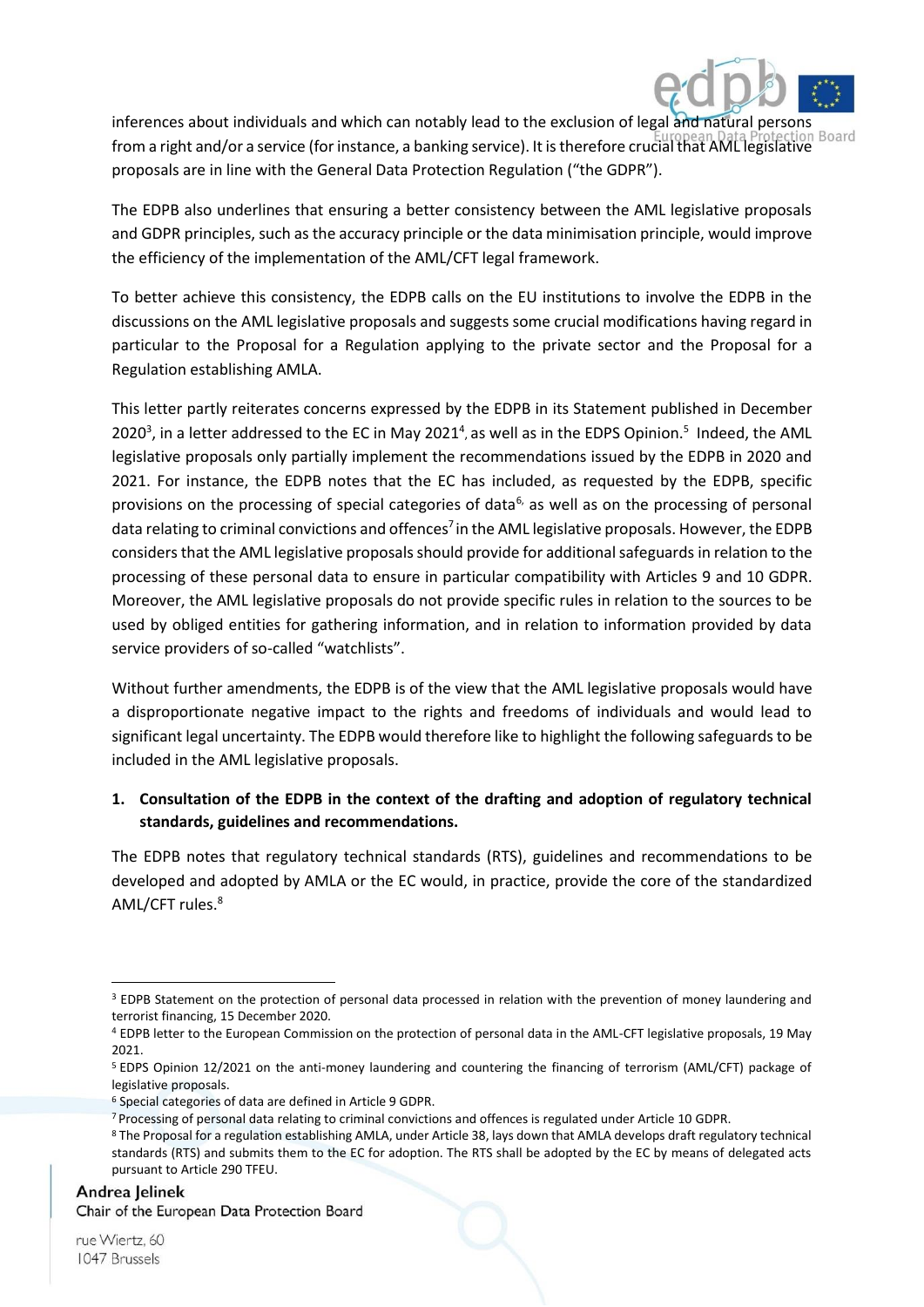inferences about individuals and which can notably lead to the exclusion of legal and natural persons from a right and/or a service (for instance, a banking service). It is therefore crucial that AML legislative proposals are in line with the General Data Protection Regulation ("the GDPR").

The EDPB also underlines that ensuring a better consistency between the AML legislative proposals and GDPR principles, such as the accuracy principle or the data minimisation principle, would improve the efficiency of the implementation of the AML/CFT legal framework.

To better achieve this consistency, the EDPB calls on the EU institutions to involve the EDPB in the discussions on the AML legislative proposals and suggests some crucial modifications having regard in particular to the Proposal for a Regulation applying to the private sector and the Proposal for a Regulation establishing AMLA.

This letter partly reiterates concerns expressed by the EDPB in its Statement published in December 2020[3], in a letter addressed to the EC in May 2021[4], as well as in the EDPS Opinion.[5] Indeed, the AML legislative proposals only partially implement the recommendations issued by the EDPB in 2020 and 2021. For instance, the EDPB notes that the EC has included, as requested by the EDPB, specific provisions on the processing of special categories of data[6], as well as on the processing of personal data relating to criminal convictions and offences[7] in the AML legislative proposals. However, the EDPB considers that the AML legislative proposals should provide for additional safeguards in relation to the processing of these personal data to ensure in particular compatibility with Articles 9 and 10 GDPR. Moreover, the AML legislative proposals do not provide specific rules in relation to the sources to be used by obliged entities for gathering information, and in relation to information provided by data service providers of so-called "watchlists".

Without further amendments, the EDPB is of the view that the AML legislative proposals would have a disproportionate negative impact to the rights and freedoms of individuals and would lead to significant legal uncertainty. The EDPB would therefore like to highlight the following safeguards to be included in the AML legislative proposals.

**1. Consultation of the EDPB in the context of the drafting and adoption of regulatory technical standards, guidelines and recommendations.**

The EDPB notes that regulatory technical standards (RTS), guidelines and recommendations to be developed and adopted by AMLA or the EC would, in practice, provide the core of the standardized AML/CFT rules.[8]

---

[3] EDPB Statement on the protection of personal data processed in relation with the prevention of money laundering and terrorist financing, 15 December 2020.

[4] EDPB letter to the European Commission on the protection of personal data in the AML-CFT legislative proposals, 19 May 2021.

[5] EDPS Opinion 12/2021 on the anti-money laundering and countering the financing of terrorism (AML/CFT) package of legislative proposals.

[6] Special categories of data are defined in Article 9 GDPR.

[7] Processing of personal data relating to criminal convictions and offences is regulated under Article 10 GDPR.

[8] The Proposal for a regulation establishing AMLA, under Article 38, lays down that AMLA develops draft regulatory technical standards (RTS) and submits them to the EC for adoption. The RTS shall be adopted by the EC by means of delegated acts pursuant to Article 290 TFEU.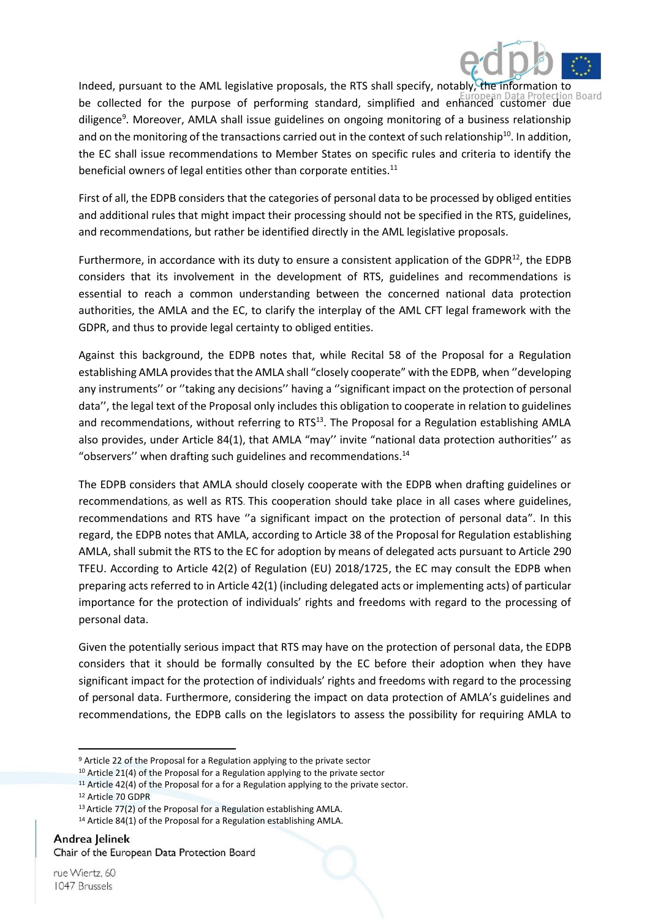Indeed, pursuant to the AML legislative proposals, the RTS shall specify, notably, the information to be collected for the purpose of performing standard, simplified and enhanced customer due diligence[9]. Moreover, AMLA shall issue guidelines on ongoing monitoring of a business relationship and on the monitoring of the transactions carried out in the context of such relationship[10]. In addition, the EC shall issue recommendations to Member States on specific rules and criteria to identify the beneficial owners of legal entities other than corporate entities.[11]

First of all, the EDPB considers that the categories of personal data to be processed by obliged entities and additional rules that might impact their processing should not be specified in the RTS, guidelines, and recommendations, but rather be identified directly in the AML legislative proposals.

Furthermore, in accordance with its duty to ensure a consistent application of the GDPR[12], the EDPB considers that its involvement in the development of RTS, guidelines and recommendations is essential to reach a common understanding between the concerned national data protection authorities, the AMLA and the EC, to clarify the interplay of the AML CFT legal framework with the GDPR, and thus to provide legal certainty to obliged entities.

Against this background, the EDPB notes that, while Recital 58 of the Proposal for a Regulation establishing AMLA provides that the AMLA shall "closely cooperate" with the EDPB, when ''developing any instruments'' or ''taking any decisions'' having a ''significant impact on the protection of personal data'', the legal text of the Proposal only includes this obligation to cooperate in relation to guidelines and recommendations, without referring to RTS[13]. The Proposal for a Regulation establishing AMLA also provides, under Article 84(1), that AMLA "may'' invite "national data protection authorities'' as "observers'' when drafting such guidelines and recommendations.[14]

The EDPB considers that AMLA should closely cooperate with the EDPB when drafting guidelines or recommendations, as well as RTS. This cooperation should take place in all cases where guidelines, recommendations and RTS have ''a significant impact on the protection of personal data". In this regard, the EDPB notes that AMLA, according to Article 38 of the Proposal for Regulation establishing AMLA, shall submit the RTS to the EC for adoption by means of delegated acts pursuant to Article 290 TFEU. According to Article 42(2) of Regulation (EU) 2018/1725, the EC may consult the EDPB when preparing acts referred to in Article 42(1) (including delegated acts or implementing acts) of particular importance for the protection of individuals' rights and freedoms with regard to the processing of personal data.

Given the potentially serious impact that RTS may have on the protection of personal data, the EDPB considers that it should be formally consulted by the EC before their adoption when they have significant impact for the protection of individuals' rights and freedoms with regard to the processing of personal data. Furthermore, considering the impact on data protection of AMLA's guidelines and recommendations, the EDPB calls on the legislators to assess the possibility for requiring AMLA to

---

[9] Article 22 of the Proposal for a Regulation applying to the private sector

[10] Article 21(4) of the Proposal for a Regulation applying to the private sector

[11] Article 42(4) of the Proposal for a for a Regulation applying to the private sector.

[12] Article 70 GDPR

[13] Article 77(2) of the Proposal for a Regulation establishing AMLA.

[14] Article 84(1) of the Proposal for a Regulation establishing AMLA.

**Andrea Jelinek**
Chair of the European Data Protection Board

rue Wiertz, 60
1047 Brussels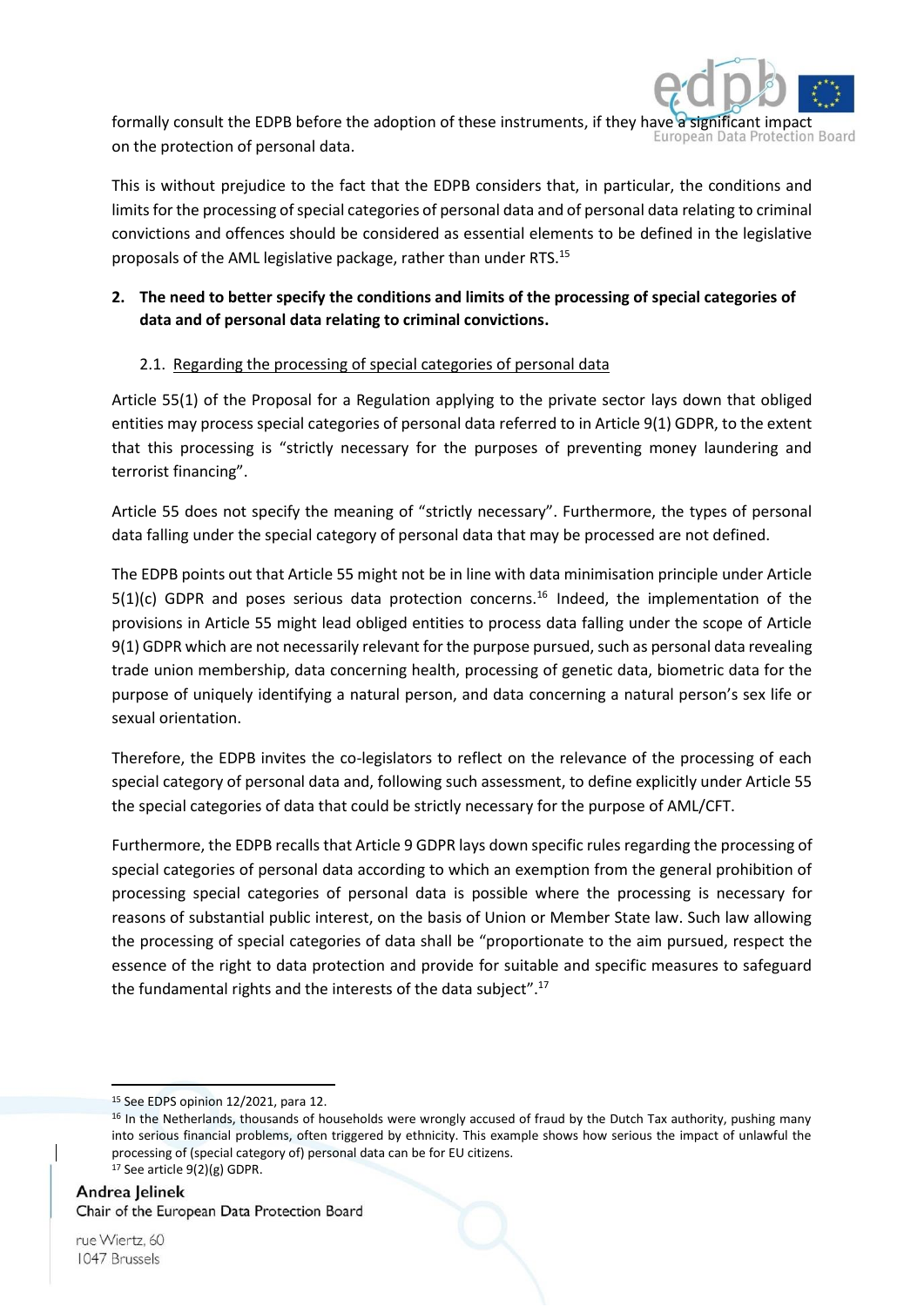formally consult the EDPB before the adoption of these instruments, if they have a significant impact on the protection of personal data.

This is without prejudice to the fact that the EDPB considers that, in particular, the conditions and limits for the processing of special categories of personal data and of personal data relating to criminal convictions and offences should be considered as essential elements to be defined in the legislative proposals of the AML legislative package, rather than under RTS.[15]

**2. The need to better specify the conditions and limits of the processing of special categories of data and of personal data relating to criminal convictions.**

2.1. Regarding the processing of special categories of personal data

Article 55(1) of the Proposal for a Regulation applying to the private sector lays down that obliged entities may process special categories of personal data referred to in Article 9(1) GDPR, to the extent that this processing is "strictly necessary for the purposes of preventing money laundering and terrorist financing".

Article 55 does not specify the meaning of "strictly necessary". Furthermore, the types of personal data falling under the special category of personal data that may be processed are not defined.

The EDPB points out that Article 55 might not be in line with data minimisation principle under Article 5(1)(c) GDPR and poses serious data protection concerns.[16] Indeed, the implementation of the provisions in Article 55 might lead obliged entities to process data falling under the scope of Article 9(1) GDPR which are not necessarily relevant for the purpose pursued, such as personal data revealing trade union membership, data concerning health, processing of genetic data, biometric data for the purpose of uniquely identifying a natural person, and data concerning a natural person's sex life or sexual orientation.

Therefore, the EDPB invites the co-legislators to reflect on the relevance of the processing of each special category of personal data and, following such assessment, to define explicitly under Article 55 the special categories of data that could be strictly necessary for the purpose of AML/CFT.

Furthermore, the EDPB recalls that Article 9 GDPR lays down specific rules regarding the processing of special categories of personal data according to which an exemption from the general prohibition of processing special categories of personal data is possible where the processing is necessary for reasons of substantial public interest, on the basis of Union or Member State law. Such law allowing the processing of special categories of data shall be "proportionate to the aim pursued, respect the essence of the right to data protection and provide for suitable and specific measures to safeguard the fundamental rights and the interests of the data subject".[17]

---

[15] See EDPS opinion 12/2021, para 12.

[16] In the Netherlands, thousands of households were wrongly accused of fraud by the Dutch Tax authority, pushing many into serious financial problems, often triggered by ethnicity. This example shows how serious the impact of unlawful the processing of (special category of) personal data can be for EU citizens.

[17] See article 9(2)(g) GDPR.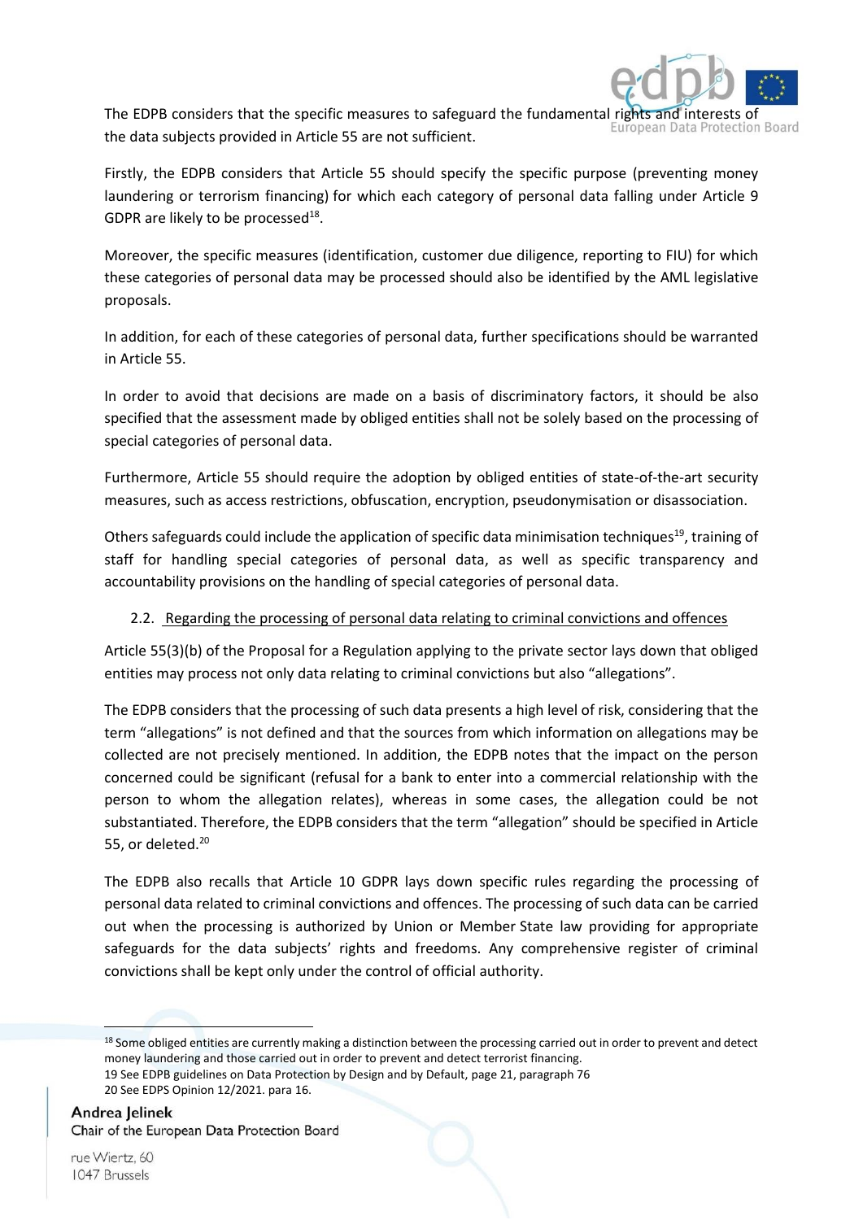The EDPB considers that the specific measures to safeguard the fundamental rights and interests of the data subjects provided in Article 55 are not sufficient.

Firstly, the EDPB considers that Article 55 should specify the specific purpose (preventing money laundering or terrorism financing) for which each category of personal data falling under Article 9 GDPR are likely to be processed[18].

Moreover, the specific measures (identification, customer due diligence, reporting to FIU) for which these categories of personal data may be processed should also be identified by the AML legislative proposals.

In addition, for each of these categories of personal data, further specifications should be warranted in Article 55.

In order to avoid that decisions are made on a basis of discriminatory factors, it should be also specified that the assessment made by obliged entities shall not be solely based on the processing of special categories of personal data.

Furthermore, Article 55 should require the adoption by obliged entities of state-of-the-art security measures, such as access restrictions, obfuscation, encryption, pseudonymisation or disassociation.

Others safeguards could include the application of specific data minimisation techniques[19], training of staff for handling special categories of personal data, as well as specific transparency and accountability provisions on the handling of special categories of personal data.

### 2.2. Regarding the processing of personal data relating to criminal convictions and offences

Article 55(3)(b) of the Proposal for a Regulation applying to the private sector lays down that obliged entities may process not only data relating to criminal convictions but also "allegations".

The EDPB considers that the processing of such data presents a high level of risk, considering that the term "allegations" is not defined and that the sources from which information on allegations may be collected are not precisely mentioned. In addition, the EDPB notes that the impact on the person concerned could be significant (refusal for a bank to enter into a commercial relationship with the person to whom the allegation relates), whereas in some cases, the allegation could be not substantiated. Therefore, the EDPB considers that the term "allegation" should be specified in Article 55, or deleted.[20]

The EDPB also recalls that Article 10 GDPR lays down specific rules regarding the processing of personal data related to criminal convictions and offences. The processing of such data can be carried out when the processing is authorized by Union or Member State law providing for appropriate safeguards for the data subjects' rights and freedoms. Any comprehensive register of criminal convictions shall be kept only under the control of official authority.

---

[18] Some obliged entities are currently making a distinction between the processing carried out in order to prevent and detect money laundering and those carried out in order to prevent and detect terrorist financing.

[19] See EDPB guidelines on Data Protection by Design and by Default, page 21, paragraph 76

[20] See EDPS Opinion 12/2021. para 16.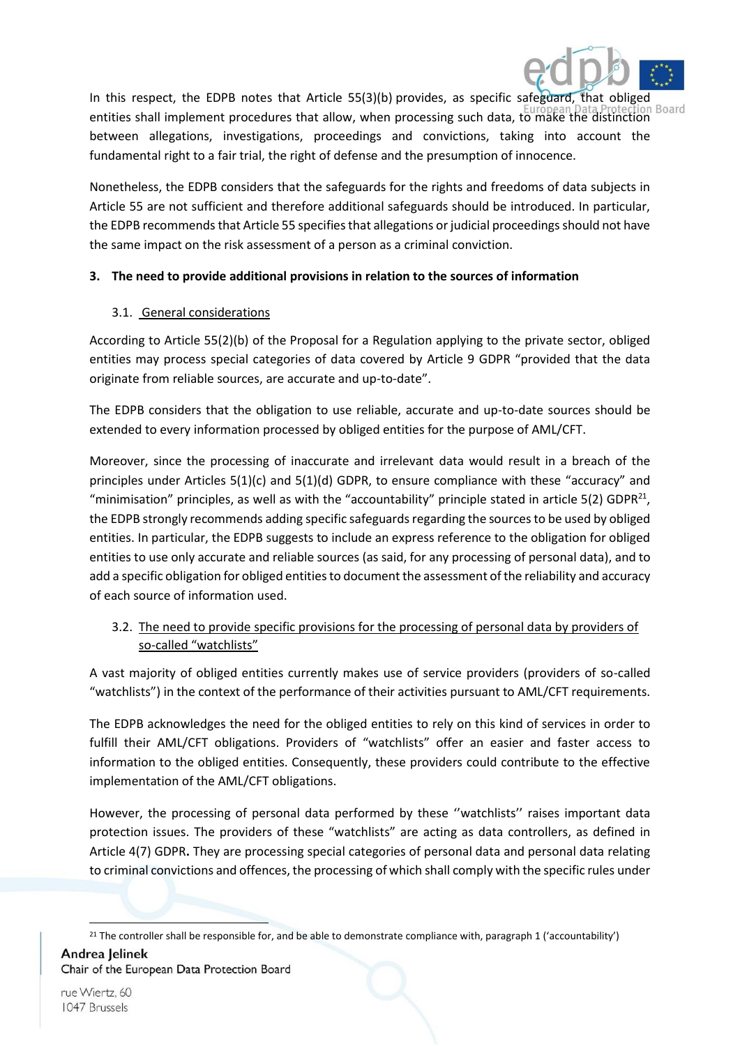In this respect, the EDPB notes that Article 55(3)(b) provides, as specific safeguard, that obliged entities shall implement procedures that allow, when processing such data, to make the distinction between allegations, investigations, proceedings and convictions, taking into account the fundamental right to a fair trial, the right of defense and the presumption of innocence.

Nonetheless, the EDPB considers that the safeguards for the rights and freedoms of data subjects in Article 55 are not sufficient and therefore additional safeguards should be introduced. In particular, the EDPB recommends that Article 55 specifies that allegations or judicial proceedings should not have the same impact on the risk assessment of a person as a criminal conviction.

### 3. The need to provide additional provisions in relation to the sources of information

#### 3.1. General considerations

According to Article 55(2)(b) of the Proposal for a Regulation applying to the private sector, obliged entities may process special categories of data covered by Article 9 GDPR "provided that the data originate from reliable sources, are accurate and up-to-date".

The EDPB considers that the obligation to use reliable, accurate and up-to-date sources should be extended to every information processed by obliged entities for the purpose of AML/CFT.

Moreover, since the processing of inaccurate and irrelevant data would result in a breach of the principles under Articles 5(1)(c) and 5(1)(d) GDPR, to ensure compliance with these "accuracy" and "minimisation" principles, as well as with the "accountability" principle stated in article 5(2) GDPR[21], the EDPB strongly recommends adding specific safeguards regarding the sources to be used by obliged entities. In particular, the EDPB suggests to include an express reference to the obligation for obliged entities to use only accurate and reliable sources (as said, for any processing of personal data), and to add a specific obligation for obliged entities to document the assessment of the reliability and accuracy of each source of information used.

#### 3.2. The need to provide specific provisions for the processing of personal data by providers of so-called "watchlists"

A vast majority of obliged entities currently makes use of service providers (providers of so-called "watchlists") in the context of the performance of their activities pursuant to AML/CFT requirements.

The EDPB acknowledges the need for the obliged entities to rely on this kind of services in order to fulfill their AML/CFT obligations. Providers of "watchlists" offer an easier and faster access to information to the obliged entities. Consequently, these providers could contribute to the effective implementation of the AML/CFT obligations.

However, the processing of personal data performed by these ''watchlists'' raises important data protection issues. The providers of these "watchlists" are acting as data controllers, as defined in Article 4(7) GDPR**.** They are processing special categories of personal data and personal data relating to criminal convictions and offences, the processing of which shall comply with the specific rules under

[21] The controller shall be responsible for, and be able to demonstrate compliance with, paragraph 1 ('accountability')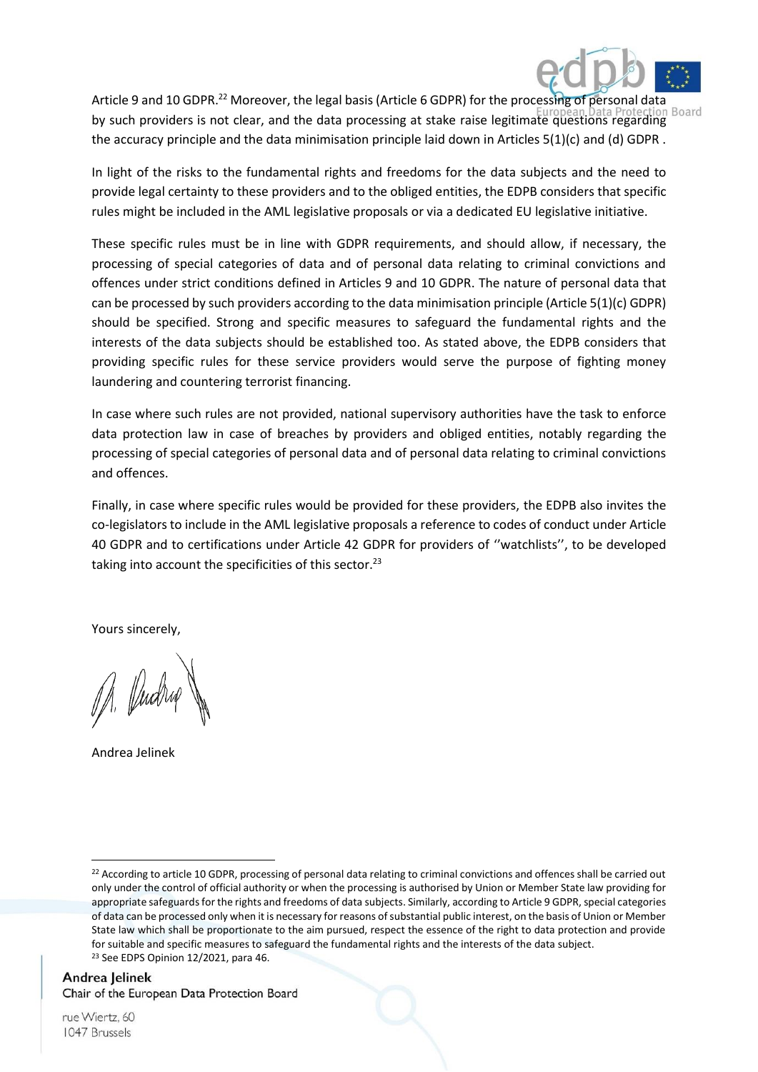Article 9 and 10 GDPR.[22] Moreover, the legal basis (Article 6 GDPR) for the processing of personal data by such providers is not clear, and the data processing at stake raise legitimate questions regarding the accuracy principle and the data minimisation principle laid down in Articles 5(1)(c) and (d) GDPR .

In light of the risks to the fundamental rights and freedoms for the data subjects and the need to provide legal certainty to these providers and to the obliged entities, the EDPB considers that specific rules might be included in the AML legislative proposals or via a dedicated EU legislative initiative.

These specific rules must be in line with GDPR requirements, and should allow, if necessary, the processing of special categories of data and of personal data relating to criminal convictions and offences under strict conditions defined in Articles 9 and 10 GDPR. The nature of personal data that can be processed by such providers according to the data minimisation principle (Article 5(1)(c) GDPR) should be specified. Strong and specific measures to safeguard the fundamental rights and the interests of the data subjects should be established too. As stated above, the EDPB considers that providing specific rules for these service providers would serve the purpose of fighting money laundering and countering terrorist financing.

In case where such rules are not provided, national supervisory authorities have the task to enforce data protection law in case of breaches by providers and obliged entities, notably regarding the processing of special categories of personal data and of personal data relating to criminal convictions and offences.

Finally, in case where specific rules would be provided for these providers, the EDPB also invites the co-legislators to include in the AML legislative proposals a reference to codes of conduct under Article 40 GDPR and to certifications under Article 42 GDPR for providers of ''watchlists'', to be developed taking into account the specificities of this sector.[23]

Yours sincerely,

Andrea Jelinek

[22] According to article 10 GDPR, processing of personal data relating to criminal convictions and offences shall be carried out only under the control of official authority or when the processing is authorised by Union or Member State law providing for appropriate safeguards for the rights and freedoms of data subjects. Similarly, according to Article 9 GDPR, special categories of data can be processed only when it is necessary for reasons of substantial public interest, on the basis of Union or Member State law which shall be proportionate to the aim pursued, respect the essence of the right to data protection and provide for suitable and specific measures to safeguard the fundamental rights and the interests of the data subject.

[23] See EDPS Opinion 12/2021, para 46.

**Andrea Jelinek**
Chair of the European Data Protection Board

rue Wiertz, 60
1047 Brussels